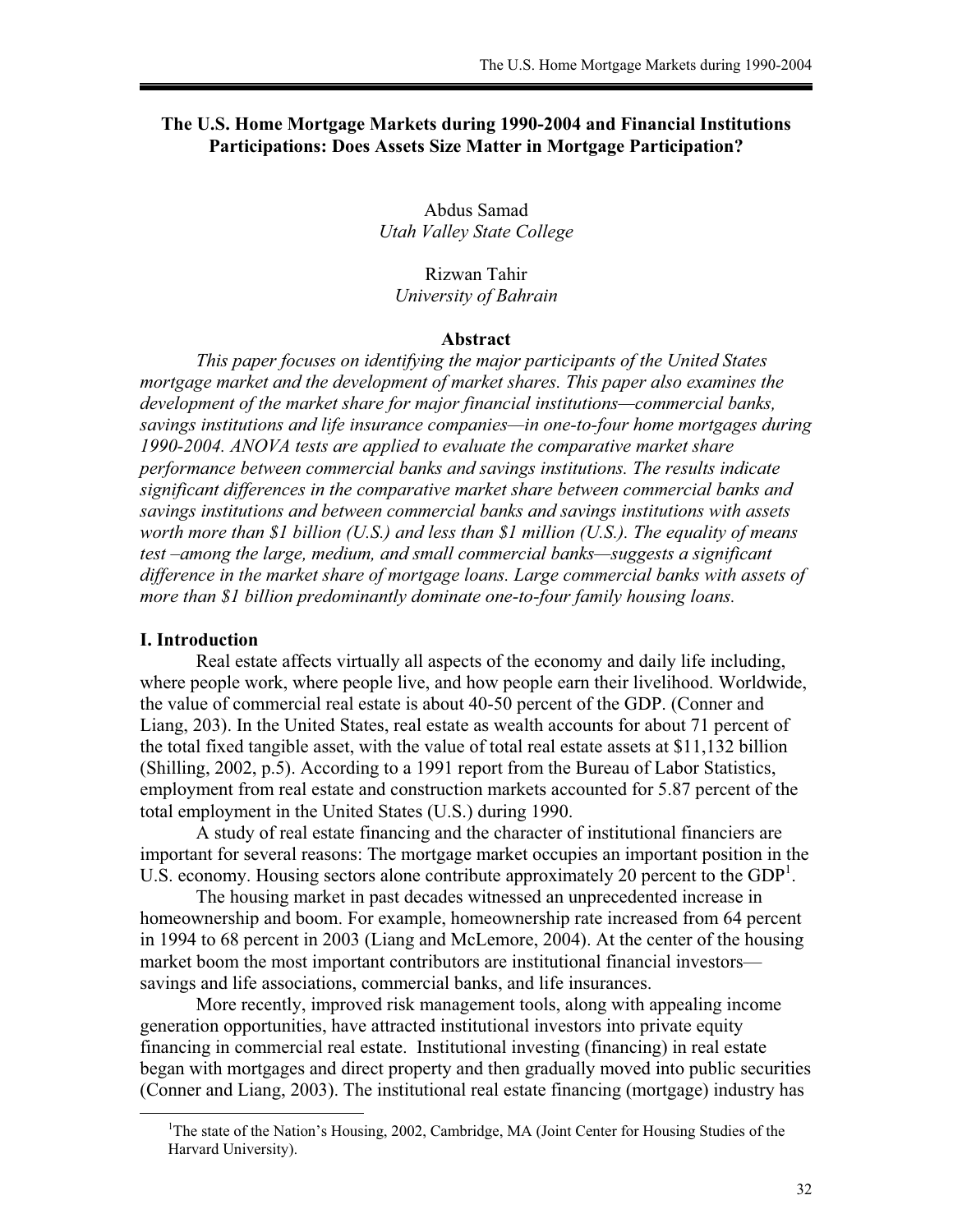# The U.S. Home Mortgage Markets during 1990-2004 and Financial Institutions Participations: Does Assets Size Matter in Mortgage Participation?

Abdus Samad
*Utah Valley State College*

Rizwan Tahir
*University of Bahrain*

## Abstract

*This paper focuses on identifying the major participants of the United States mortgage market and the development of market shares. This paper also examines the development of the market share for major financial institutions—commercial banks, savings institutions and life insurance companies—in one-to-four home mortgages during 1990-2004. ANOVA tests are applied to evaluate the comparative market share performance between commercial banks and savings institutions. The results indicate significant differences in the comparative market share between commercial banks and savings institutions and between commercial banks and savings institutions with assets worth more than $1 billion (U.S.) and less than $1 million (U.S.). The equality of means test –among the large, medium, and small commercial banks—suggests a significant difference in the market share of mortgage loans. Large commercial banks with assets of more than $1 billion predominantly dominate one-to-four family housing loans.*

## I. Introduction

Real estate affects virtually all aspects of the economy and daily life including, where people work, where people live, and how people earn their livelihood. Worldwide, the value of commercial real estate is about 40-50 percent of the GDP. (Conner and Liang, 203). In the United States, real estate as wealth accounts for about 71 percent of the total fixed tangible asset, with the value of total real estate assets at $11,132 billion (Shilling, 2002, p.5). According to a 1991 report from the Bureau of Labor Statistics, employment from real estate and construction markets accounted for 5.87 percent of the total employment in the United States (U.S.) during 1990.

A study of real estate financing and the character of institutional financiers are important for several reasons: The mortgage market occupies an important position in the U.S. economy. Housing sectors alone contribute approximately 20 percent to the GDP[1].

The housing market in past decades witnessed an unprecedented increase in homeownership and boom. For example, homeownership rate increased from 64 percent in 1994 to 68 percent in 2003 (Liang and McLemore, 2004). At the center of the housing market boom the most important contributors are institutional financial investors—savings and life associations, commercial banks, and life insurances.

More recently, improved risk management tools, along with appealing income generation opportunities, have attracted institutional investors into private equity financing in commercial real estate. Institutional investing (financing) in real estate began with mortgages and direct property and then gradually moved into public securities (Conner and Liang, 2003). The institutional real estate financing (mortgage) industry has

[1]The state of the Nation's Housing, 2002, Cambridge, MA (Joint Center for Housing Studies of the Harvard University).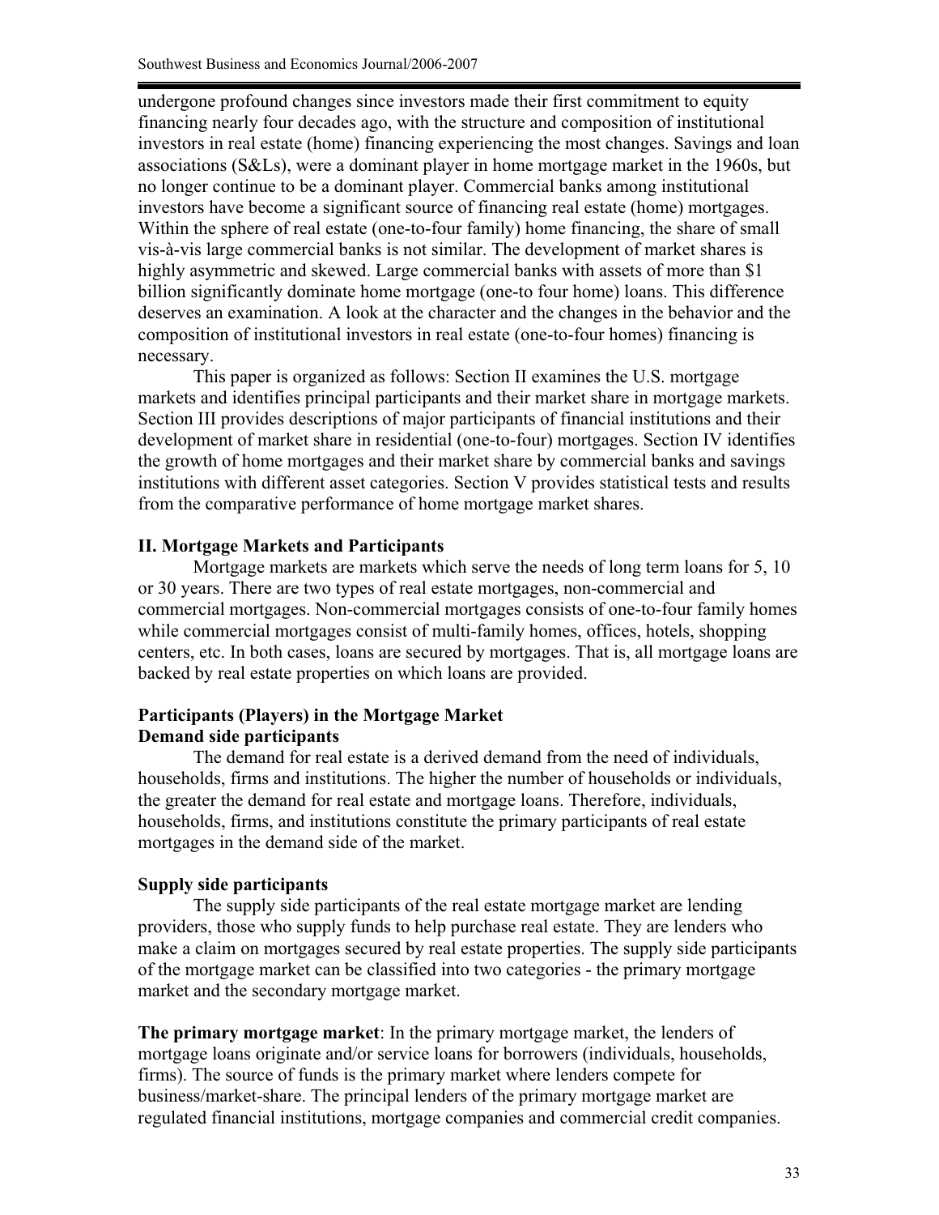undergone profound changes since investors made their first commitment to equity financing nearly four decades ago, with the structure and composition of institutional investors in real estate (home) financing experiencing the most changes. Savings and loan associations (S&Ls), were a dominant player in home mortgage market in the 1960s, but no longer continue to be a dominant player. Commercial banks among institutional investors have become a significant source of financing real estate (home) mortgages. Within the sphere of real estate (one-to-four family) home financing, the share of small vis-à-vis large commercial banks is not similar. The development of market shares is highly asymmetric and skewed. Large commercial banks with assets of more than $1 billion significantly dominate home mortgage (one-to four home) loans. This difference deserves an examination. A look at the character and the changes in the behavior and the composition of institutional investors in real estate (one-to-four homes) financing is necessary.

This paper is organized as follows: Section II examines the U.S. mortgage markets and identifies principal participants and their market share in mortgage markets. Section III provides descriptions of major participants of financial institutions and their development of market share in residential (one-to-four) mortgages. Section IV identifies the growth of home mortgages and their market share by commercial banks and savings institutions with different asset categories. Section V provides statistical tests and results from the comparative performance of home mortgage market shares.

## II. Mortgage Markets and Participants

Mortgage markets are markets which serve the needs of long term loans for 5, 10 or 30 years. There are two types of real estate mortgages, non-commercial and commercial mortgages. Non-commercial mortgages consists of one-to-four family homes while commercial mortgages consist of multi-family homes, offices, hotels, shopping centers, etc. In both cases, loans are secured by mortgages. That is, all mortgage loans are backed by real estate properties on which loans are provided.

### Participants (Players) in the Mortgage Market

### Demand side participants

The demand for real estate is a derived demand from the need of individuals, households, firms and institutions. The higher the number of households or individuals, the greater the demand for real estate and mortgage loans. Therefore, individuals, households, firms, and institutions constitute the primary participants of real estate mortgages in the demand side of the market.

### Supply side participants

The supply side participants of the real estate mortgage market are lending providers, those who supply funds to help purchase real estate. They are lenders who make a claim on mortgages secured by real estate properties. The supply side participants of the mortgage market can be classified into two categories - the primary mortgage market and the secondary mortgage market.

**The primary mortgage market**: In the primary mortgage market, the lenders of mortgage loans originate and/or service loans for borrowers (individuals, households, firms). The source of funds is the primary market where lenders compete for business/market-share. The principal lenders of the primary mortgage market are regulated financial institutions, mortgage companies and commercial credit companies.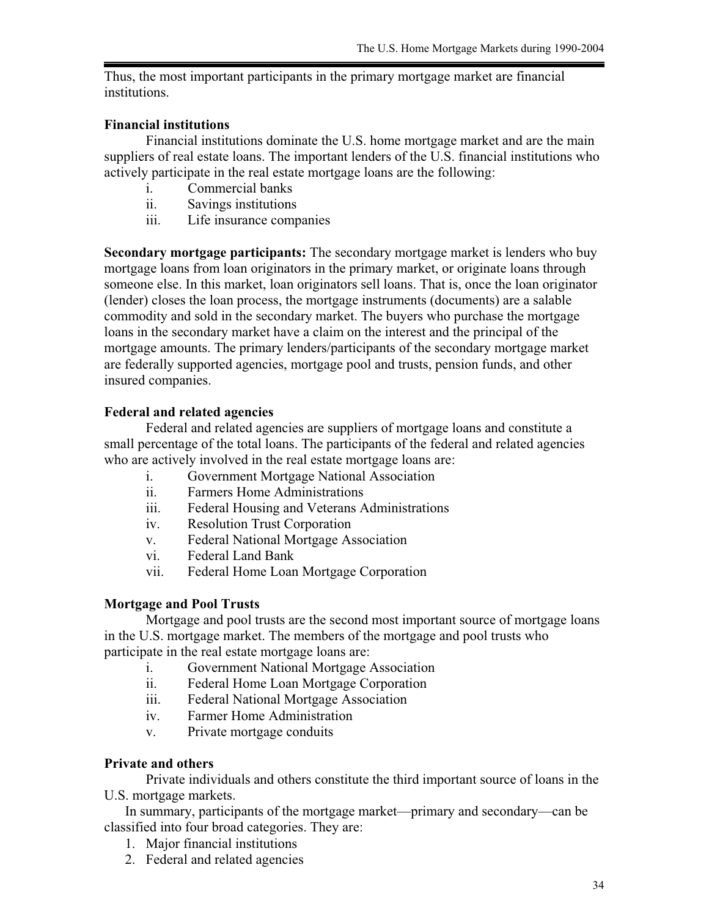Thus, the most important participants in the primary mortgage market are financial institutions.

**Financial institutions**

Financial institutions dominate the U.S. home mortgage market and are the main suppliers of real estate loans. The important lenders of the U.S. financial institutions who actively participate in the real estate mortgage loans are the following:

i. Commercial banks
ii. Savings institutions
iii. Life insurance companies

**Secondary mortgage participants:** The secondary mortgage market is lenders who buy mortgage loans from loan originators in the primary market, or originate loans through someone else. In this market, loan originators sell loans. That is, once the loan originator (lender) closes the loan process, the mortgage instruments (documents) are a salable commodity and sold in the secondary market. The buyers who purchase the mortgage loans in the secondary market have a claim on the interest and the principal of the mortgage amounts. The primary lenders/participants of the secondary mortgage market are federally supported agencies, mortgage pool and trusts, pension funds, and other insured companies.

**Federal and related agencies**

Federal and related agencies are suppliers of mortgage loans and constitute a small percentage of the total loans. The participants of the federal and related agencies who are actively involved in the real estate mortgage loans are:

i. Government Mortgage National Association
ii. Farmers Home Administrations
iii. Federal Housing and Veterans Administrations
iv. Resolution Trust Corporation
v. Federal National Mortgage Association
vi. Federal Land Bank
vii. Federal Home Loan Mortgage Corporation

**Mortgage and Pool Trusts**

Mortgage and pool trusts are the second most important source of mortgage loans in the U.S. mortgage market. The members of the mortgage and pool trusts who participate in the real estate mortgage loans are:

i. Government National Mortgage Association
ii. Federal Home Loan Mortgage Corporation
iii. Federal National Mortgage Association
iv. Farmer Home Administration
v. Private mortgage conduits

**Private and others**

Private individuals and others constitute the third important source of loans in the U.S. mortgage markets.

In summary, participants of the mortgage market—primary and secondary—can be classified into four broad categories. They are:

1. Major financial institutions
2. Federal and related agencies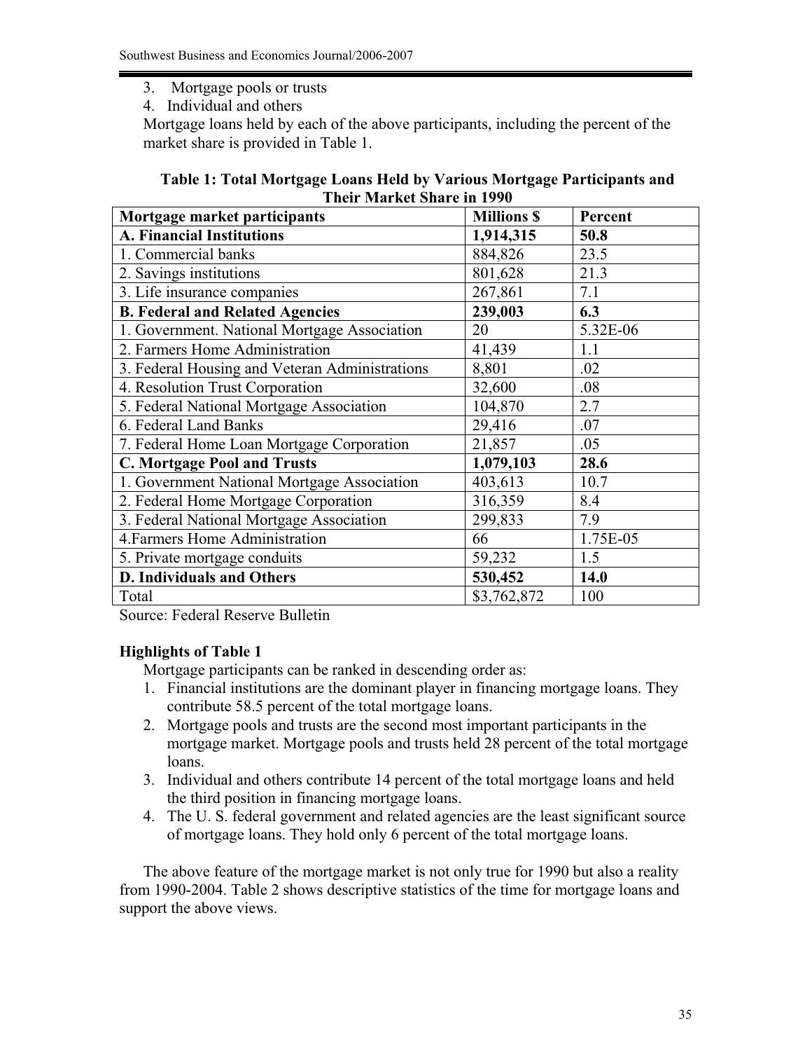3. Mortgage pools or trusts
4. Individual and others

Mortgage loans held by each of the above participants, including the percent of the market share is provided in Table 1.

**Table 1: Total Mortgage Loans Held by Various Mortgage Participants and Their Market Share in 1990**

| Mortgage market participants | Millions $ | Percent |
|---|---|---|
| **A. Financial Institutions** | **1,914,315** | **50.8** |
| 1. Commercial banks | 884,826 | 23.5 |
| 2. Savings institutions | 801,628 | 21.3 |
| 3. Life insurance companies | 267,861 | 7.1 |
| **B. Federal and Related Agencies** | **239,003** | **6.3** |
| 1. Government. National Mortgage Association | 20 | 5.32E-06 |
| 2. Farmers Home Administration | 41,439 | 1.1 |
| 3. Federal Housing and Veteran Administrations | 8,801 | .02 |
| 4. Resolution Trust Corporation | 32,600 | .08 |
| 5. Federal National Mortgage Association | 104,870 | 2.7 |
| 6. Federal Land Banks | 29,416 | .07 |
| 7. Federal Home Loan Mortgage Corporation | 21,857 | .05 |
| **C. Mortgage Pool and Trusts** | **1,079,103** | **28.6** |
| 1. Government National Mortgage Association | 403,613 | 10.7 |
| 2. Federal Home Mortgage Corporation | 316,359 | 8.4 |
| 3. Federal National Mortgage Association | 299,833 | 7.9 |
| 4.Farmers Home Administration | 66 | 1.75E-05 |
| 5. Private mortgage conduits | 59,232 | 1.5 |
| **D. Individuals and Others** | **530,452** | **14.0** |
| Total | $3,762,872 | 100 |

Source: Federal Reserve Bulletin

**Highlights of Table 1**

Mortgage participants can be ranked in descending order as:

1. Financial institutions are the dominant player in financing mortgage loans. They contribute 58.5 percent of the total mortgage loans.
2. Mortgage pools and trusts are the second most important participants in the mortgage market. Mortgage pools and trusts held 28 percent of the total mortgage loans.
3. Individual and others contribute 14 percent of the total mortgage loans and held the third position in financing mortgage loans.
4. The U. S. federal government and related agencies are the least significant source of mortgage loans. They hold only 6 percent of the total mortgage loans.

The above feature of the mortgage market is not only true for 1990 but also a reality from 1990-2004. Table 2 shows descriptive statistics of the time for mortgage loans and support the above views.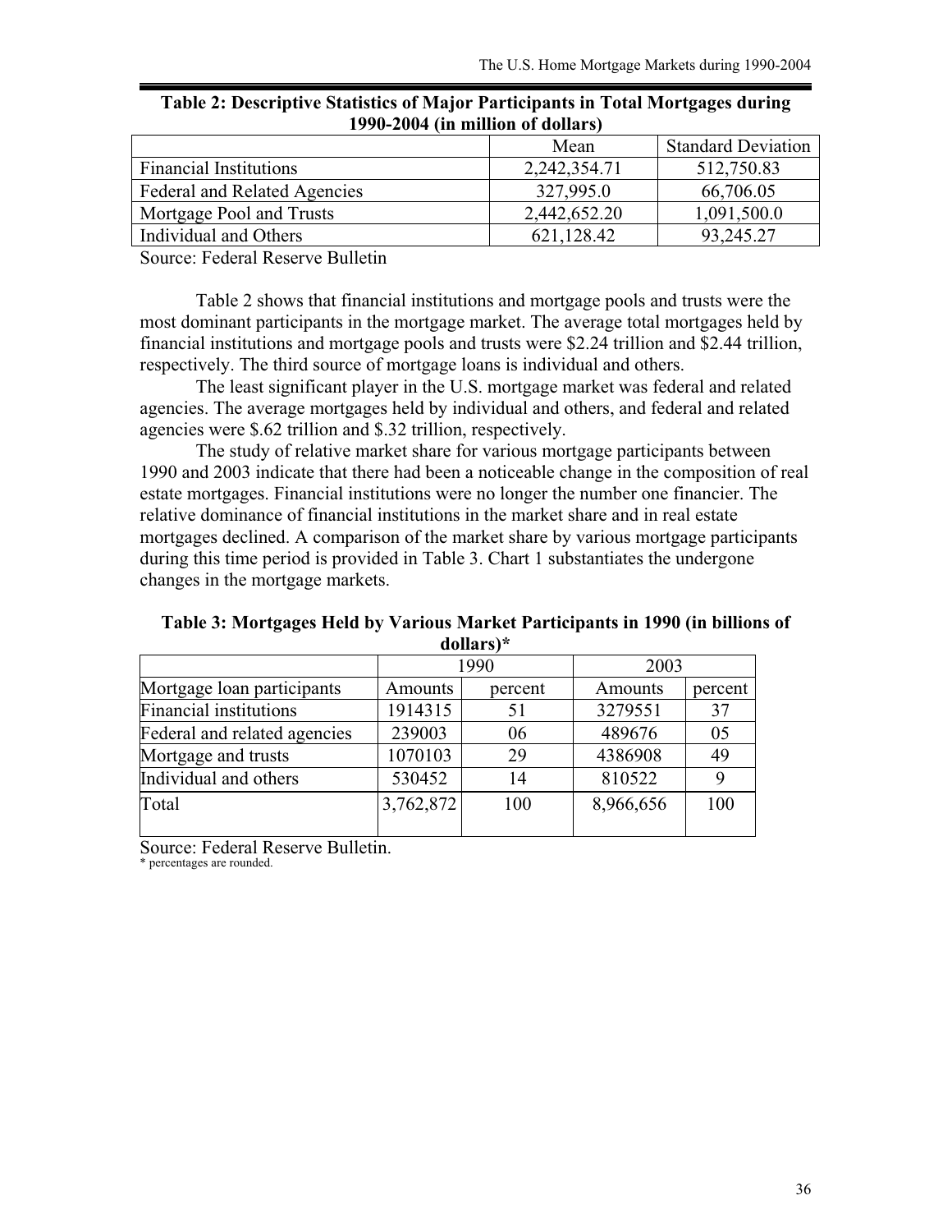**Table 2: Descriptive Statistics of Major Participants in Total Mortgages during 1990-2004 (in million of dollars)**

| | Mean | Standard Deviation |
|---|---|---|
| Financial Institutions | 2,242,354.71 | 512,750.83 |
| Federal and Related Agencies | 327,995.0 | 66,706.05 |
| Mortgage Pool and Trusts | 2,442,652.20 | 1,091,500.0 |
| Individual and Others | 621,128.42 | 93,245.27 |

Source: Federal Reserve Bulletin

Table 2 shows that financial institutions and mortgage pools and trusts were the most dominant participants in the mortgage market. The average total mortgages held by financial institutions and mortgage pools and trusts were $2.24 trillion and $2.44 trillion, respectively. The third source of mortgage loans is individual and others.

The least significant player in the U.S. mortgage market was federal and related agencies. The average mortgages held by individual and others, and federal and related agencies were $.62 trillion and $.32 trillion, respectively.

The study of relative market share for various mortgage participants between 1990 and 2003 indicate that there had been a noticeable change in the composition of real estate mortgages. Financial institutions were no longer the number one financier. The relative dominance of financial institutions in the market share and in real estate mortgages declined. A comparison of the market share by various mortgage participants during this time period is provided in Table 3. Chart 1 substantiates the undergone changes in the mortgage markets.

**Table 3: Mortgages Held by Various Market Participants in 1990 (in billions of dollars)***

| | 1990 | | 2003 | |
|---|---|---|---|---|
| Mortgage loan participants | Amounts | percent | Amounts | percent |
| Financial institutions | 1914315 | 51 | 3279551 | 37 |
| Federal and related agencies | 239003 | 06 | 489676 | 05 |
| Mortgage and trusts | 1070103 | 29 | 4386908 | 49 |
| Individual and others | 530452 | 14 | 810522 | 9 |
| Total | 3,762,872 | 100 | 8,966,656 | 100 |

Source: Federal Reserve Bulletin.

\* percentages are rounded.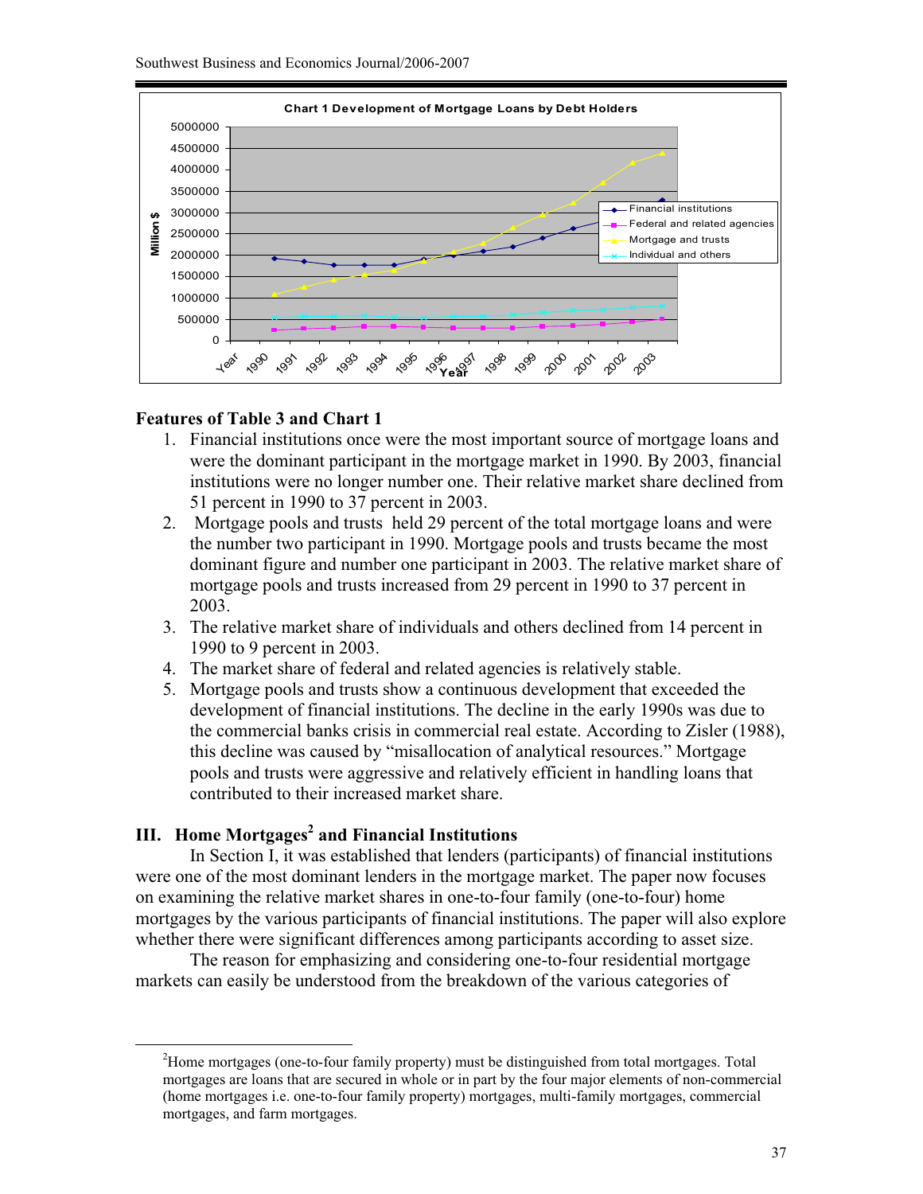Chart 1 Development of Mortgage Loans by Debt Holders

### Features of Table 3 and Chart 1

1. Financial institutions once were the most important source of mortgage loans and were the dominant participant in the mortgage market in 1990. By 2003, financial institutions were no longer number one. Their relative market share declined from 51 percent in 1990 to 37 percent in 2003.
2. Mortgage pools and trusts held 29 percent of the total mortgage loans and were the number two participant in 1990. Mortgage pools and trusts became the most dominant figure and number one participant in 2003. The relative market share of mortgage pools and trusts increased from 29 percent in 1990 to 37 percent in 2003.
3. The relative market share of individuals and others declined from 14 percent in 1990 to 9 percent in 2003.
4. The market share of federal and related agencies is relatively stable.
5. Mortgage pools and trusts show a continuous development that exceeded the development of financial institutions. The decline in the early 1990s was due to the commercial banks crisis in commercial real estate. According to Zisler (1988), this decline was caused by "misallocation of analytical resources." Mortgage pools and trusts were aggressive and relatively efficient in handling loans that contributed to their increased market share.

## III. Home Mortgages[2] and Financial Institutions

In Section I, it was established that lenders (participants) of financial institutions were one of the most dominant lenders in the mortgage market. The paper now focuses on examining the relative market shares in one-to-four family (one-to-four) home mortgages by the various participants of financial institutions. The paper will also explore whether there were significant differences among participants according to asset size.

The reason for emphasizing and considering one-to-four residential mortgage markets can easily be understood from the breakdown of the various categories of

[2] Home mortgages (one-to-four family property) must be distinguished from total mortgages. Total mortgages are loans that are secured in whole or in part by the four major elements of non-commercial (home mortgages i.e. one-to-four family property) mortgages, multi-family mortgages, commercial mortgages, and farm mortgages.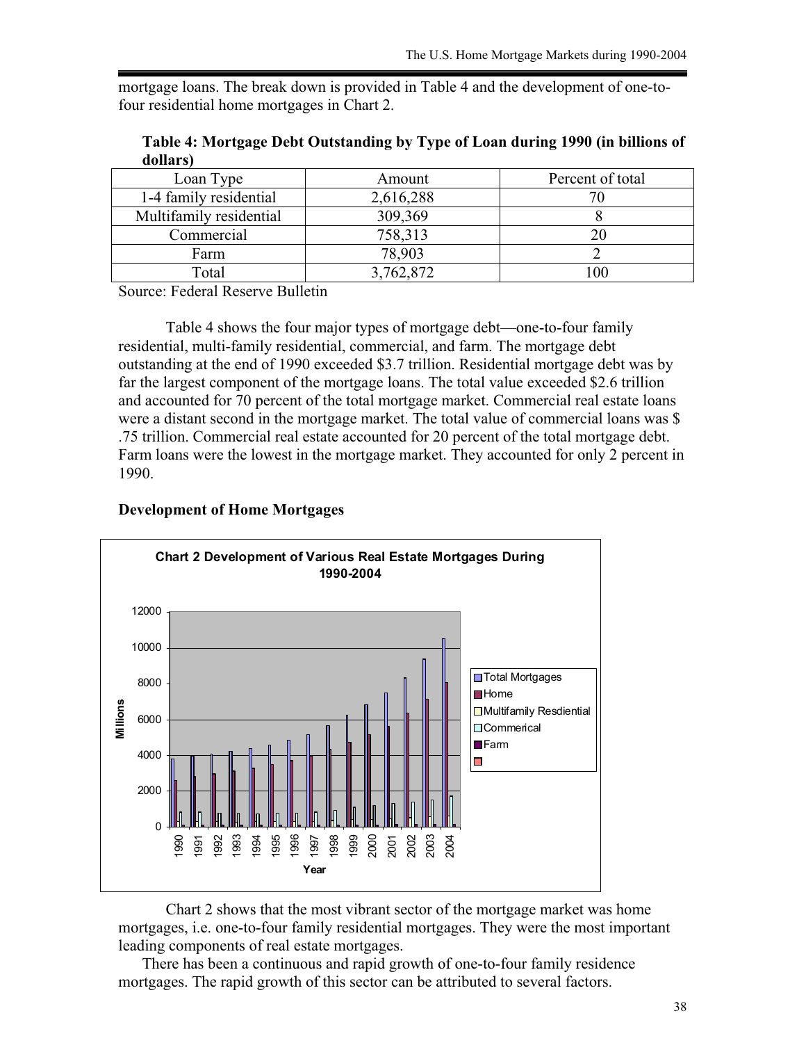mortgage loans. The break down is provided in Table 4 and the development of one-to-four residential home mortgages in Chart 2.

**Table 4: Mortgage Debt Outstanding by Type of Loan during 1990 (in billions of dollars)**

| Loan Type | Amount | Percent of total |
|---|---|---|
| 1-4 family residential | 2,616,288 | 70 |
| Multifamily residential | 309,369 | 8 |
| Commercial | 758,313 | 20 |
| Farm | 78,903 | 2 |
| Total | 3,762,872 | 100 |

Source: Federal Reserve Bulletin

Table 4 shows the four major types of mortgage debt—one-to-four family residential, multi-family residential, commercial, and farm. The mortgage debt outstanding at the end of 1990 exceeded $3.7 trillion. Residential mortgage debt was by far the largest component of the mortgage loans. The total value exceeded $2.6 trillion and accounted for 70 percent of the total mortgage market. Commercial real estate loans were a distant second in the mortgage market. The total value of commercial loans was $ .75 trillion. Commercial real estate accounted for 20 percent of the total mortgage debt. Farm loans were the lowest in the mortgage market. They accounted for only 2 percent in 1990.

### Development of Home Mortgages

**Chart 2 Development of Various Real Estate Mortgages During 1990-2004**

Chart 2 shows that the most vibrant sector of the mortgage market was home mortgages, i.e. one-to-four family residential mortgages. They were the most important leading components of real estate mortgages.

There has been a continuous and rapid growth of one-to-four family residence mortgages. The rapid growth of this sector can be attributed to several factors.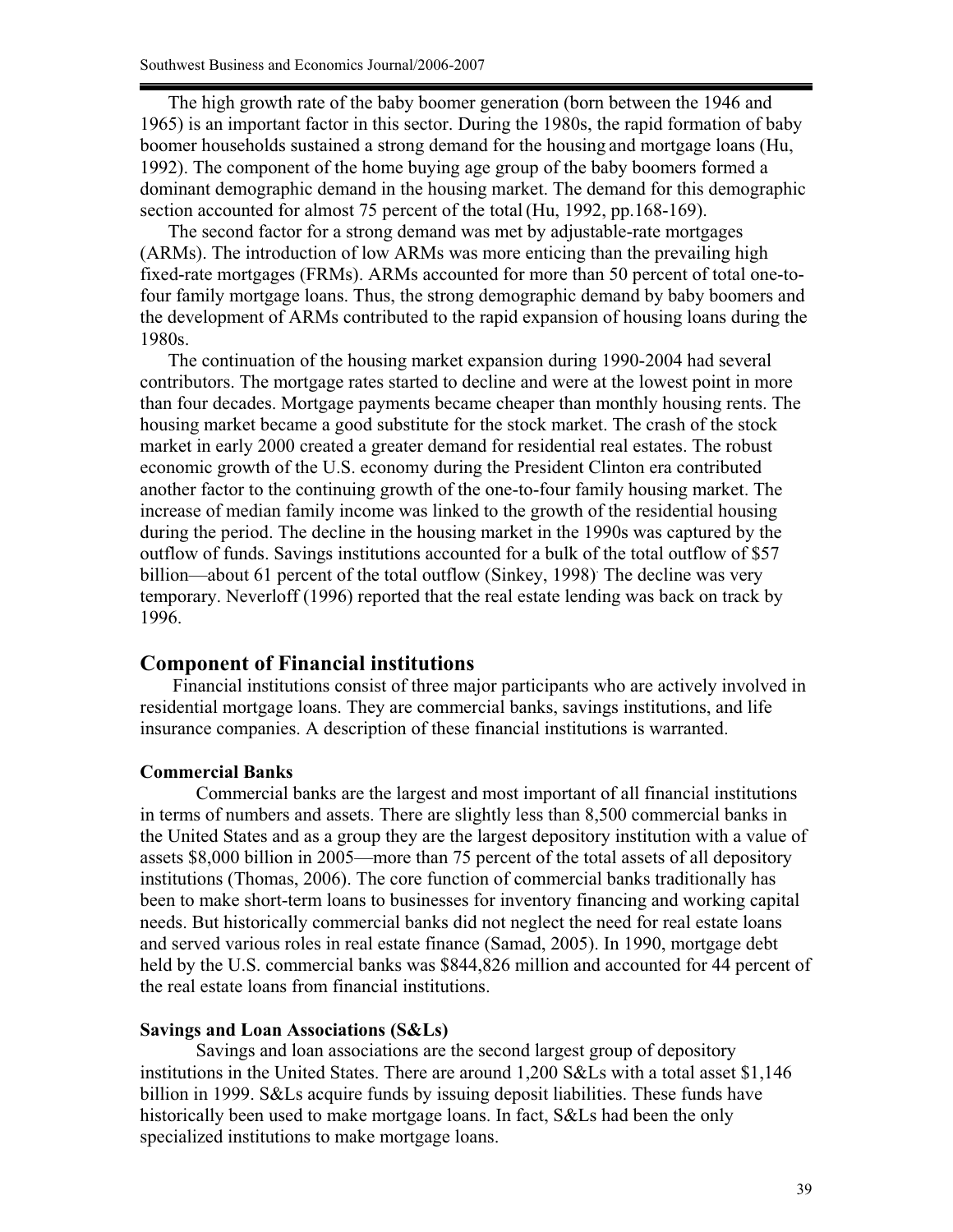The high growth rate of the baby boomer generation (born between the 1946 and 1965) is an important factor in this sector. During the 1980s, the rapid formation of baby boomer households sustained a strong demand for the housing and mortgage loans (Hu, 1992). The component of the home buying age group of the baby boomers formed a dominant demographic demand in the housing market. The demand for this demographic section accounted for almost 75 percent of the total (Hu, 1992, pp.168-169).

The second factor for a strong demand was met by adjustable-rate mortgages (ARMs). The introduction of low ARMs was more enticing than the prevailing high fixed-rate mortgages (FRMs). ARMs accounted for more than 50 percent of total one-to-four family mortgage loans. Thus, the strong demographic demand by baby boomers and the development of ARMs contributed to the rapid expansion of housing loans during the 1980s.

The continuation of the housing market expansion during 1990-2004 had several contributors. The mortgage rates started to decline and were at the lowest point in more than four decades. Mortgage payments became cheaper than monthly housing rents. The housing market became a good substitute for the stock market. The crash of the stock market in early 2000 created a greater demand for residential real estates. The robust economic growth of the U.S. economy during the President Clinton era contributed another factor to the continuing growth of the one-to-four family housing market. The increase of median family income was linked to the growth of the residential housing during the period. The decline in the housing market in the 1990s was captured by the outflow of funds. Savings institutions accounted for a bulk of the total outflow of $57 billion—about 61 percent of the total outflow (Sinkey, 1998). The decline was very temporary. Neverloff (1996) reported that the real estate lending was back on track by 1996.

## Component of Financial institutions

Financial institutions consist of three major participants who are actively involved in residential mortgage loans. They are commercial banks, savings institutions, and life insurance companies. A description of these financial institutions is warranted.

### Commercial Banks

Commercial banks are the largest and most important of all financial institutions in terms of numbers and assets. There are slightly less than 8,500 commercial banks in the United States and as a group they are the largest depository institution with a value of assets $8,000 billion in 2005—more than 75 percent of the total assets of all depository institutions (Thomas, 2006). The core function of commercial banks traditionally has been to make short-term loans to businesses for inventory financing and working capital needs. But historically commercial banks did not neglect the need for real estate loans and served various roles in real estate finance (Samad, 2005). In 1990, mortgage debt held by the U.S. commercial banks was $844,826 million and accounted for 44 percent of the real estate loans from financial institutions.

### Savings and Loan Associations (S&Ls)

Savings and loan associations are the second largest group of depository institutions in the United States. There are around 1,200 S&Ls with a total asset $1,146 billion in 1999. S&Ls acquire funds by issuing deposit liabilities. These funds have historically been used to make mortgage loans. In fact, S&Ls had been the only specialized institutions to make mortgage loans.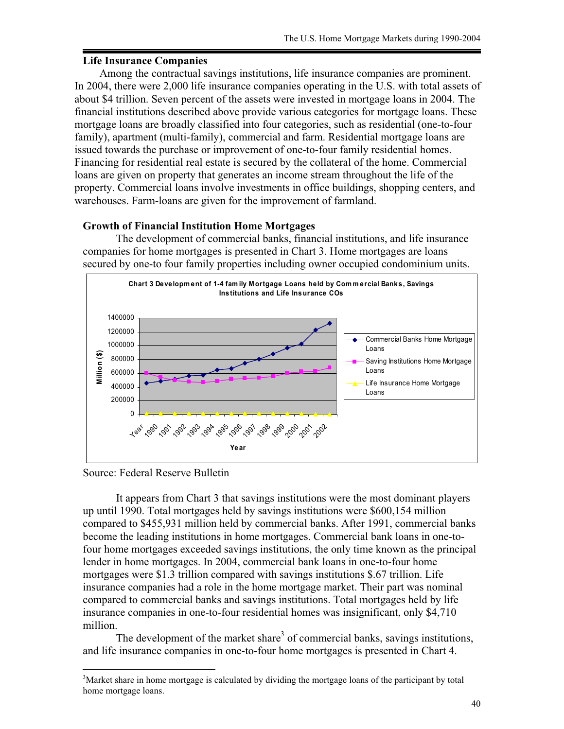## Life Insurance Companies

Among the contractual savings institutions, life insurance companies are prominent. In 2004, there were 2,000 life insurance companies operating in the U.S. with total assets of about $4 trillion. Seven percent of the assets were invested in mortgage loans in 2004. The financial institutions described above provide various categories for mortgage loans. These mortgage loans are broadly classified into four categories, such as residential (one-to-four family), apartment (multi-family), commercial and farm. Residential mortgage loans are issued towards the purchase or improvement of one-to-four family residential homes. Financing for residential real estate is secured by the collateral of the home. Commercial loans are given on property that generates an income stream throughout the life of the property. Commercial loans involve investments in office buildings, shopping centers, and warehouses. Farm-loans are given for the improvement of farmland.

## Growth of Financial Institution Home Mortgages

The development of commercial banks, financial institutions, and life insurance companies for home mortgages is presented in Chart 3. Home mortgages are loans secured by one-to four family properties including owner occupied condominium units.

**Chart 3 Development of 1-4 family Mortgage Loans held by Commercial Banks, Savings Institutions and Life Insurance COs**

Source: Federal Reserve Bulletin

It appears from Chart 3 that savings institutions were the most dominant players up until 1990. Total mortgages held by savings institutions were $600,154 million compared to $455,931 million held by commercial banks. After 1991, commercial banks become the leading institutions in home mortgages. Commercial bank loans in one-to-four home mortgages exceeded savings institutions, the only time known as the principal lender in home mortgages. In 2004, commercial bank loans in one-to-four home mortgages were $1.3 trillion compared with savings institutions $.67 trillion. Life insurance companies had a role in the home mortgage market. Their part was nominal compared to commercial banks and savings institutions. Total mortgages held by life insurance companies in one-to-four residential homes was insignificant, only $4,710 million.

The development of the market share[3] of commercial banks, savings institutions, and life insurance companies in one-to-four home mortgages is presented in Chart 4.

[3]Market share in home mortgage is calculated by dividing the mortgage loans of the participant by total home mortgage loans.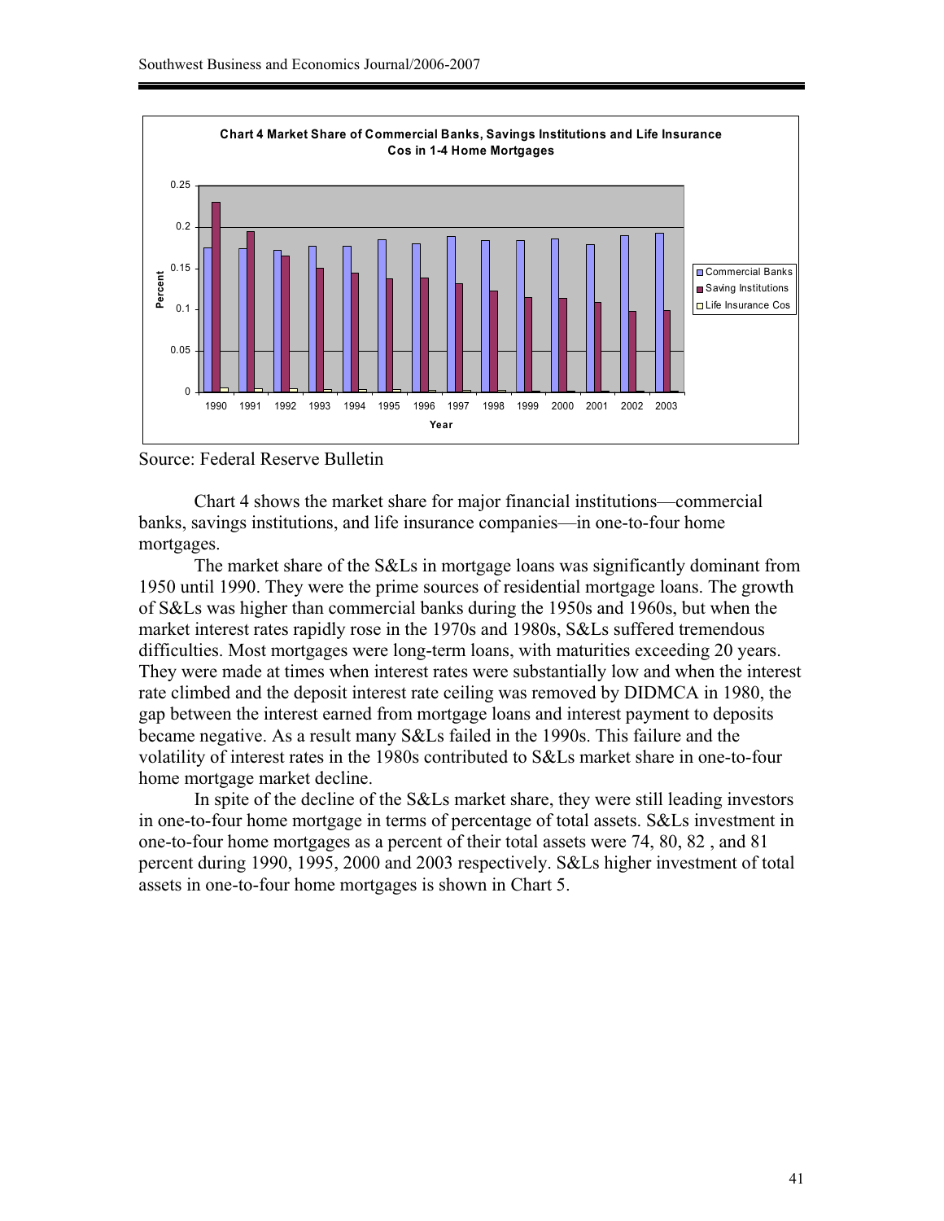**Chart 4 Market Share of Commercial Banks, Savings Institutions and Life Insurance Cos in 1-4 Home Mortgages**

Source: Federal Reserve Bulletin

Chart 4 shows the market share for major financial institutions—commercial banks, savings institutions, and life insurance companies—in one-to-four home mortgages.

The market share of the S&Ls in mortgage loans was significantly dominant from 1950 until 1990. They were the prime sources of residential mortgage loans. The growth of S&Ls was higher than commercial banks during the 1950s and 1960s, but when the market interest rates rapidly rose in the 1970s and 1980s, S&Ls suffered tremendous difficulties. Most mortgages were long-term loans, with maturities exceeding 20 years. They were made at times when interest rates were substantially low and when the interest rate climbed and the deposit interest rate ceiling was removed by DIDMCA in 1980, the gap between the interest earned from mortgage loans and interest payment to deposits became negative. As a result many S&Ls failed in the 1990s. This failure and the volatility of interest rates in the 1980s contributed to S&Ls market share in one-to-four home mortgage market decline.

In spite of the decline of the S&Ls market share, they were still leading investors in one-to-four home mortgage in terms of percentage of total assets. S&Ls investment in one-to-four home mortgages as a percent of their total assets were 74, 80, 82 , and 81 percent during 1990, 1995, 2000 and 2003 respectively. S&Ls higher investment of total assets in one-to-four home mortgages is shown in Chart 5.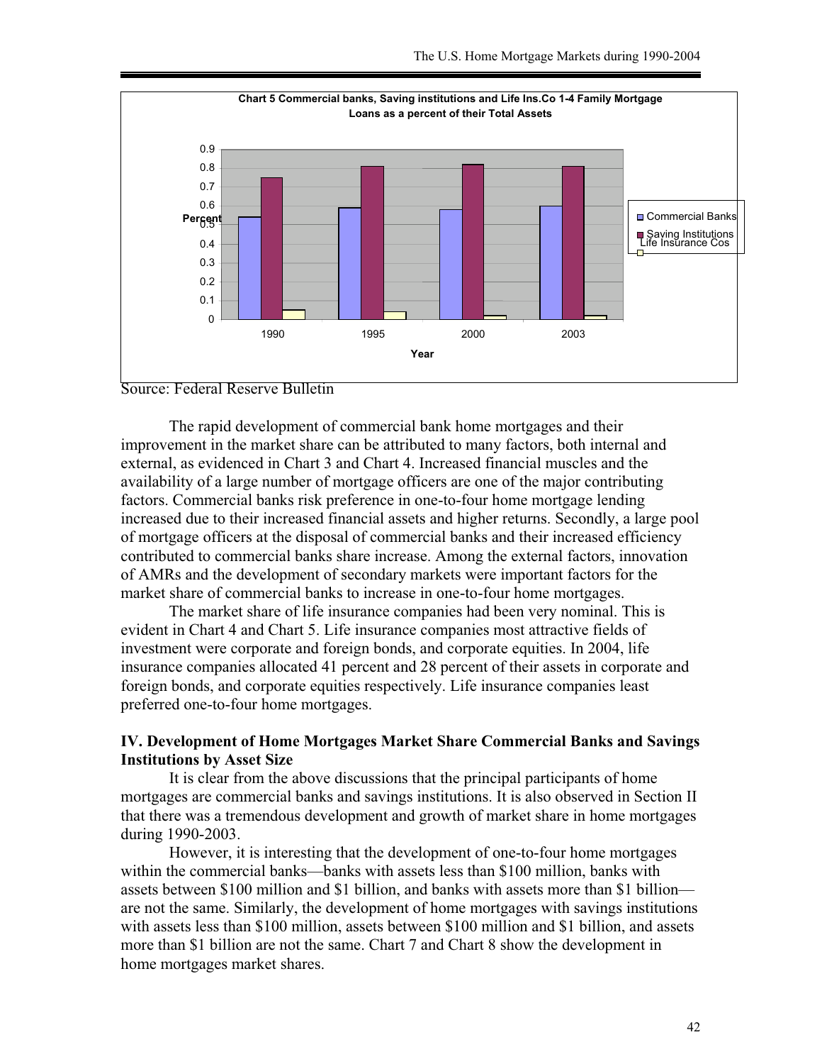Chart 5 Commercial banks, Saving institutions and Life Ins.Co 1-4 Family Mortgage Loans as a percent of their Total Assets

Source: Federal Reserve Bulletin

The rapid development of commercial bank home mortgages and their improvement in the market share can be attributed to many factors, both internal and external, as evidenced in Chart 3 and Chart 4. Increased financial muscles and the availability of a large number of mortgage officers are one of the major contributing factors. Commercial banks risk preference in one-to-four home mortgage lending increased due to their increased financial assets and higher returns. Secondly, a large pool of mortgage officers at the disposal of commercial banks and their increased efficiency contributed to commercial banks share increase. Among the external factors, innovation of AMRs and the development of secondary markets were important factors for the market share of commercial banks to increase in one-to-four home mortgages.

The market share of life insurance companies had been very nominal. This is evident in Chart 4 and Chart 5. Life insurance companies most attractive fields of investment were corporate and foreign bonds, and corporate equities. In 2004, life insurance companies allocated 41 percent and 28 percent of their assets in corporate and foreign bonds, and corporate equities respectively. Life insurance companies least preferred one-to-four home mortgages.

## IV. Development of Home Mortgages Market Share Commercial Banks and Savings Institutions by Asset Size

It is clear from the above discussions that the principal participants of home mortgages are commercial banks and savings institutions. It is also observed in Section II that there was a tremendous development and growth of market share in home mortgages during 1990-2003.

However, it is interesting that the development of one-to-four home mortgages within the commercial banks—banks with assets less than $100 million, banks with assets between $100 million and $1 billion, and banks with assets more than $1 billion—are not the same. Similarly, the development of home mortgages with savings institutions with assets less than $100 million, assets between $100 million and $1 billion, and assets more than $1 billion are not the same. Chart 7 and Chart 8 show the development in home mortgages market shares.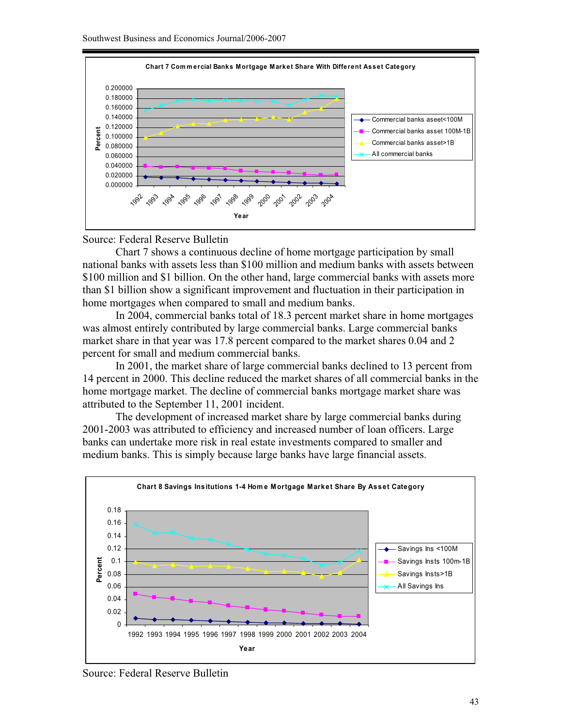**Chart 7 Commercial Banks Mortgage Market Share With Different Asset Category**

Source: Federal Reserve Bulletin

Chart 7 shows a continuous decline of home mortgage participation by small national banks with assets less than $100 million and medium banks with assets between $100 million and $1 billion. On the other hand, large commercial banks with assets more than $1 billion show a significant improvement and fluctuation in their participation in home mortgages when compared to small and medium banks.

In 2004, commercial banks total of 18.3 percent market share in home mortgages was almost entirely contributed by large commercial banks. Large commercial banks market share in that year was 17.8 percent compared to the market shares 0.04 and 2 percent for small and medium commercial banks.

In 2001, the market share of large commercial banks declined to 13 percent from 14 percent in 2000. This decline reduced the market shares of all commercial banks in the home mortgage market. The decline of commercial banks mortgage market share was attributed to the September 11, 2001 incident.

The development of increased market share by large commercial banks during 2001-2003 was attributed to efficiency and increased number of loan officers. Large banks can undertake more risk in real estate investments compared to smaller and medium banks. This is simply because large banks have large financial assets.

**Chart 8 Savings Insitutions 1-4 Home Mortgage Market Share By Asset Category**

Source: Federal Reserve Bulletin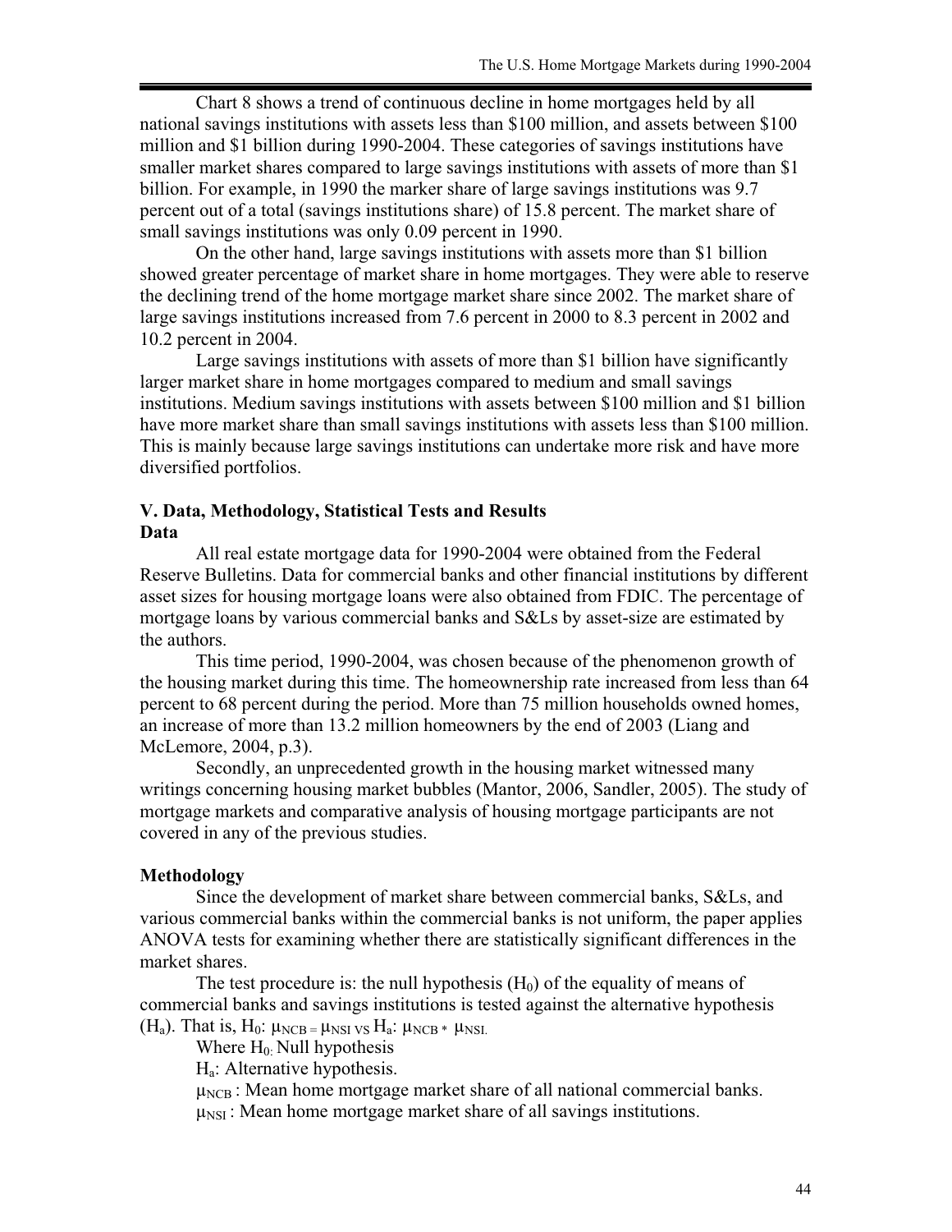Chart 8 shows a trend of continuous decline in home mortgages held by all national savings institutions with assets less than \$100 million, and assets between \$100 million and \$1 billion during 1990-2004. These categories of savings institutions have smaller market shares compared to large savings institutions with assets of more than \$1 billion. For example, in 1990 the marker share of large savings institutions was 9.7 percent out of a total (savings institutions share) of 15.8 percent. The market share of small savings institutions was only 0.09 percent in 1990.

On the other hand, large savings institutions with assets more than \$1 billion showed greater percentage of market share in home mortgages. They were able to reserve the declining trend of the home mortgage market share since 2002. The market share of large savings institutions increased from 7.6 percent in 2000 to 8.3 percent in 2002 and 10.2 percent in 2004.

Large savings institutions with assets of more than \$1 billion have significantly larger market share in home mortgages compared to medium and small savings institutions. Medium savings institutions with assets between \$100 million and \$1 billion have more market share than small savings institutions with assets less than \$100 million. This is mainly because large savings institutions can undertake more risk and have more diversified portfolios.

## V. Data, Methodology, Statistical Tests and Results

### Data

All real estate mortgage data for 1990-2004 were obtained from the Federal Reserve Bulletins. Data for commercial banks and other financial institutions by different asset sizes for housing mortgage loans were also obtained from FDIC. The percentage of mortgage loans by various commercial banks and S&Ls by asset-size are estimated by the authors.

This time period, 1990-2004, was chosen because of the phenomenon growth of the housing market during this time. The homeownership rate increased from less than 64 percent to 68 percent during the period. More than 75 million households owned homes, an increase of more than 13.2 million homeowners by the end of 2003 (Liang and McLemore, 2004, p.3).

Secondly, an unprecedented growth in the housing market witnessed many writings concerning housing market bubbles (Mantor, 2006, Sandler, 2005). The study of mortgage markets and comparative analysis of housing mortgage participants are not covered in any of the previous studies.

### Methodology

Since the development of market share between commercial banks, S&Ls, and various commercial banks within the commercial banks is not uniform, the paper applies ANOVA tests for examining whether there are statistically significant differences in the market shares.

The test procedure is: the null hypothesis ($H_0$) of the equality of means of commercial banks and savings institutions is tested against the alternative hypothesis ($H_a$). That is, $H_0$: $\mu_{NCB} = \mu_{NSI}$ VS $H_a$: $\mu_{NCB} \neq \mu_{NSI}$.

Where $H_0$: Null hypothesis

$H_a$: Alternative hypothesis.

$\mu_{NCB}$ : Mean home mortgage market share of all national commercial banks.

$\mu_{NSI}$ : Mean home mortgage market share of all savings institutions.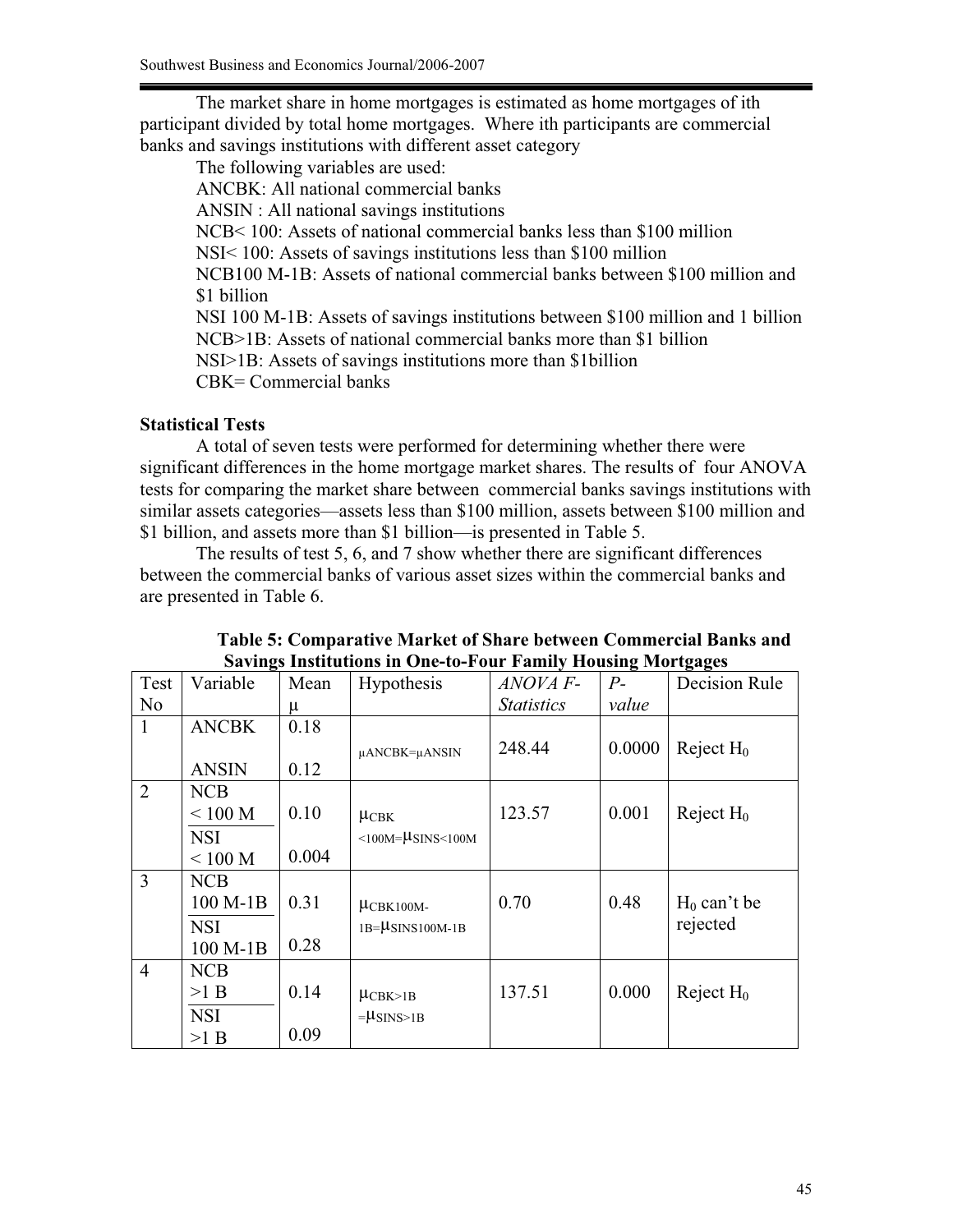The market share in home mortgages is estimated as home mortgages of ith participant divided by total home mortgages. Where ith participants are commercial banks and savings institutions with different asset category

The following variables are used:

ANCBK: All national commercial banks

ANSIN : All national savings institutions

NCB< 100: Assets of national commercial banks less than \$100 million

NSI< 100: Assets of savings institutions less than \$100 million

NCB100 M-1B: Assets of national commercial banks between \$100 million and \$1 billion

NSI 100 M-1B: Assets of savings institutions between \$100 million and 1 billion

NCB>1B: Assets of national commercial banks more than \$1 billion

NSI>1B: Assets of savings institutions more than \$1billion

CBK= Commercial banks

**Statistical Tests**

A total of seven tests were performed for determining whether there were significant differences in the home mortgage market shares. The results of four ANOVA tests for comparing the market share between commercial banks savings institutions with similar assets categories—assets less than \$100 million, assets between \$100 million and \$1 billion, and assets more than \$1 billion—is presented in Table 5.

The results of test 5, 6, and 7 show whether there are significant differences between the commercial banks of various asset sizes within the commercial banks and are presented in Table 6.

**Table 5: Comparative Market of Share between Commercial Banks and Savings Institutions in One-to-Four Family Housing Mortgages**

| Test No | Variable | Mean μ | Hypothesis | *ANOVA F-Statistics* | *P-value* | Decision Rule |
|---|---|---|---|---|---|---|
| 1 | ANCBK | 0.18 | $\mu_{ANCBK}=\mu_{ANSIN}$ | 248.44 | 0.0000 | Reject $H_0$ |
| | ANSIN | 0.12 | | | | |
| 2 | NCB < 100 M | 0.10 | $\mu_{CBK<100M}=\mu_{SINS<100M}$ | 123.57 | 0.001 | Reject $H_0$ |
| | NSI < 100 M | 0.004 | | | | |
| 3 | NCB 100 M-1B | 0.31 | $\mu_{CBK100M-1B}=\mu_{SINS100M-1B}$ | 0.70 | 0.48 | $H_0$ can't be rejected |
| | NSI 100 M-1B | 0.28 | | | | |
| 4 | NCB >1 B | 0.14 | $\mu_{CBK>1B}=\mu_{SINS>1B}$ | 137.51 | 0.000 | Reject $H_0$ |
| | NSI >1 B | 0.09 | | | | |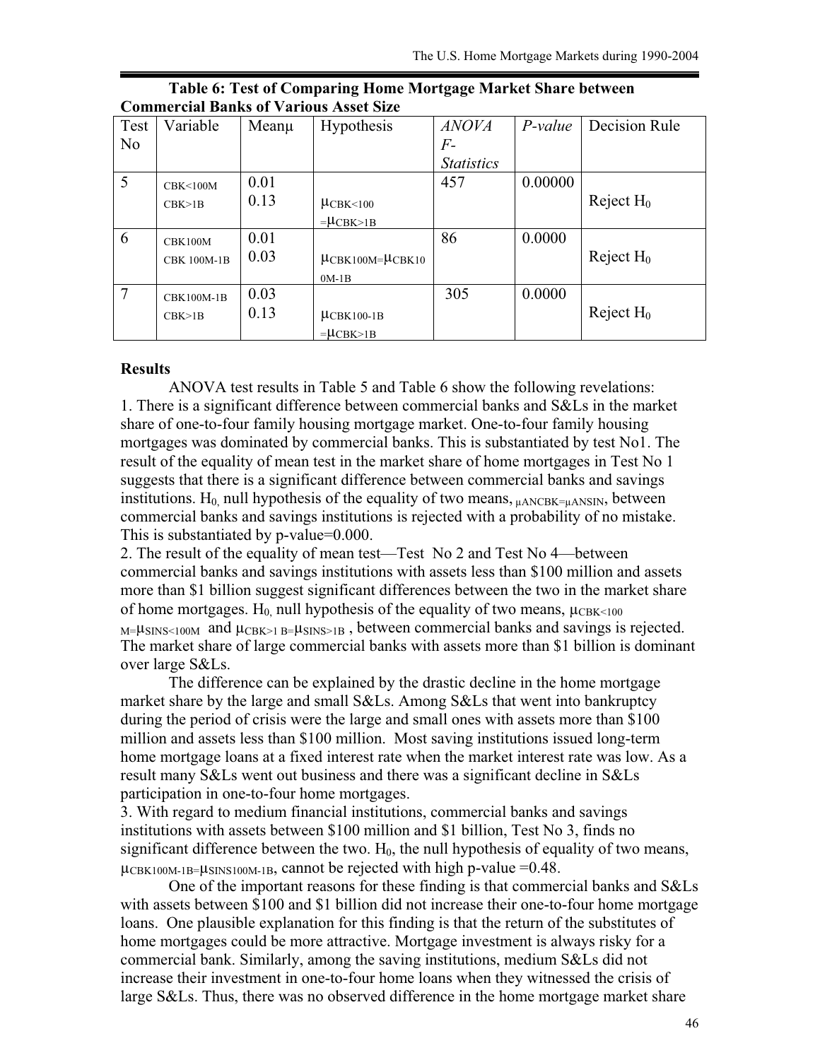**Table 6: Test of Comparing Home Mortgage Market Share between Commercial Banks of Various Asset Size**

| Test No | Variable | Mean$\mu$ | Hypothesis | *ANOVA F-Statistics* | *P-value* | Decision Rule |
|---|---|---|---|---|---|---|
| 5 | CBK<100M<br>CBK>1B | 0.01<br>0.13 | $\mu_{CBK<100} = \mu_{CBK>1B}$ | 457 | 0.00000 | Reject $H_0$ |
| 6 | CBK100M<br>CBK 100M-1B | 0.01<br>0.03 | $\mu_{CBK100M} = \mu_{CBK100M-1B}$ | 86 | 0.0000 | Reject $H_0$ |
| 7 | CBK100M-1B<br>CBK>1B | 0.03<br>0.13 | $\mu_{CBK100-1B} = \mu_{CBK>1B}$ | 305 | 0.0000 | Reject $H_0$ |

**Results**

ANOVA test results in Table 5 and Table 6 show the following revelations:

1. There is a significant difference between commercial banks and S&Ls in the market share of one-to-four family housing mortgage market. One-to-four family housing mortgages was dominated by commercial banks. This is substantiated by test No1. The result of the equality of mean test in the market share of home mortgages in Test No 1 suggests that there is a significant difference between commercial banks and savings institutions. $H_0$, null hypothesis of the equality of two means, $\mu_{ANCBK} = \mu_{ANSIN}$, between commercial banks and savings institutions is rejected with a probability of no mistake. This is substantiated by p-value=0.000.
2. The result of the equality of mean test—Test No 2 and Test No 4—between commercial banks and savings institutions with assets less than \$100 million and assets more than \$1 billion suggest significant differences between the two in the market share of home mortgages. $H_0$, null hypothesis of the equality of two means, $\mu_{CBK<100M} = \mu_{SINS<100M}$ and $\mu_{CBK>1B} = \mu_{SINS>1B}$, between commercial banks and savings is rejected. The market share of large commercial banks with assets more than \$1 billion is dominant over large S&Ls.

   The difference can be explained by the drastic decline in the home mortgage market share by the large and small S&Ls. Among S&Ls that went into bankruptcy during the period of crisis were the large and small ones with assets more than \$100 million and assets less than \$100 million. Most saving institutions issued long-term home mortgage loans at a fixed interest rate when the market interest rate was low. As a result many S&Ls went out business and there was a significant decline in S&Ls participation in one-to-four home mortgages.
3. With regard to medium financial institutions, commercial banks and savings institutions with assets between \$100 million and \$1 billion, Test No 3, finds no significant difference between the two. $H_0$, the null hypothesis of equality of two means, $\mu_{CBK100M-1B} = \mu_{SINS100M-1B}$, cannot be rejected with high p-value =0.48.

   One of the important reasons for these finding is that commercial banks and S&Ls with assets between \$100 and \$1 billion did not increase their one-to-four home mortgage loans. One plausible explanation for this finding is that the return of the substitutes of home mortgages could be more attractive. Mortgage investment is always risky for a commercial bank. Similarly, among the saving institutions, medium S&Ls did not increase their investment in one-to-four home loans when they witnessed the crisis of large S&Ls. Thus, there was no observed difference in the home mortgage market share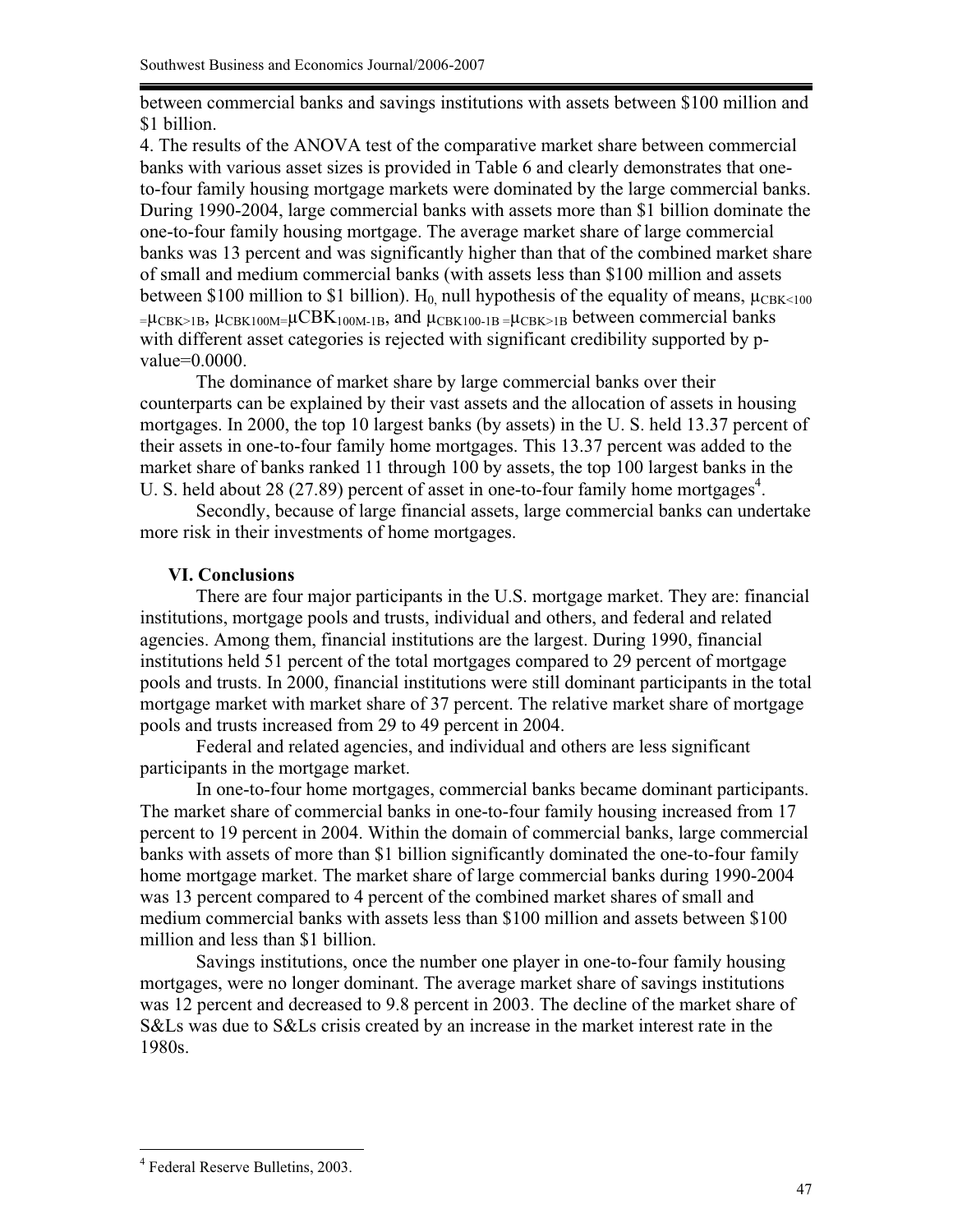between commercial banks and savings institutions with assets between \$100 million and \$1 billion.

4. The results of the ANOVA test of the comparative market share between commercial banks with various asset sizes is provided in Table 6 and clearly demonstrates that one-to-four family housing mortgage markets were dominated by the large commercial banks. During 1990-2004, large commercial banks with assets more than \$1 billion dominate the one-to-four family housing mortgage. The average market share of large commercial banks was 13 percent and was significantly higher than that of the combined market share of small and medium commercial banks (with assets less than \$100 million and assets between \$100 million to \$1 billion). $H_0$, null hypothesis of the equality of means, $\mu_{CBK<100} = \mu_{CBK>1B}$, $\mu_{CBK100M} = \mu CBK_{100M\text{-}1B}$, and $\mu_{CBK100\text{-}1B} = \mu_{CBK>1B}$ between commercial banks with different asset categories is rejected with significant credibility supported by p-value=0.0000.

The dominance of market share by large commercial banks over their counterparts can be explained by their vast assets and the allocation of assets in housing mortgages. In 2000, the top 10 largest banks (by assets) in the U. S. held 13.37 percent of their assets in one-to-four family home mortgages. This 13.37 percent was added to the market share of banks ranked 11 through 100 by assets, the top 100 largest banks in the U. S. held about 28 (27.89) percent of asset in one-to-four family home mortgages[4].

Secondly, because of large financial assets, large commercial banks can undertake more risk in their investments of home mortgages.

## VI. Conclusions

There are four major participants in the U.S. mortgage market. They are: financial institutions, mortgage pools and trusts, individual and others, and federal and related agencies. Among them, financial institutions are the largest. During 1990, financial institutions held 51 percent of the total mortgages compared to 29 percent of mortgage pools and trusts. In 2000, financial institutions were still dominant participants in the total mortgage market with market share of 37 percent. The relative market share of mortgage pools and trusts increased from 29 to 49 percent in 2004.

Federal and related agencies, and individual and others are less significant participants in the mortgage market.

In one-to-four home mortgages, commercial banks became dominant participants. The market share of commercial banks in one-to-four family housing increased from 17 percent to 19 percent in 2004. Within the domain of commercial banks, large commercial banks with assets of more than \$1 billion significantly dominated the one-to-four family home mortgage market. The market share of large commercial banks during 1990-2004 was 13 percent compared to 4 percent of the combined market shares of small and medium commercial banks with assets less than \$100 million and assets between \$100 million and less than \$1 billion.

Savings institutions, once the number one player in one-to-four family housing mortgages, were no longer dominant. The average market share of savings institutions was 12 percent and decreased to 9.8 percent in 2003. The decline of the market share of S&Ls was due to S&Ls crisis created by an increase in the market interest rate in the 1980s.

---

[4] Federal Reserve Bulletins, 2003.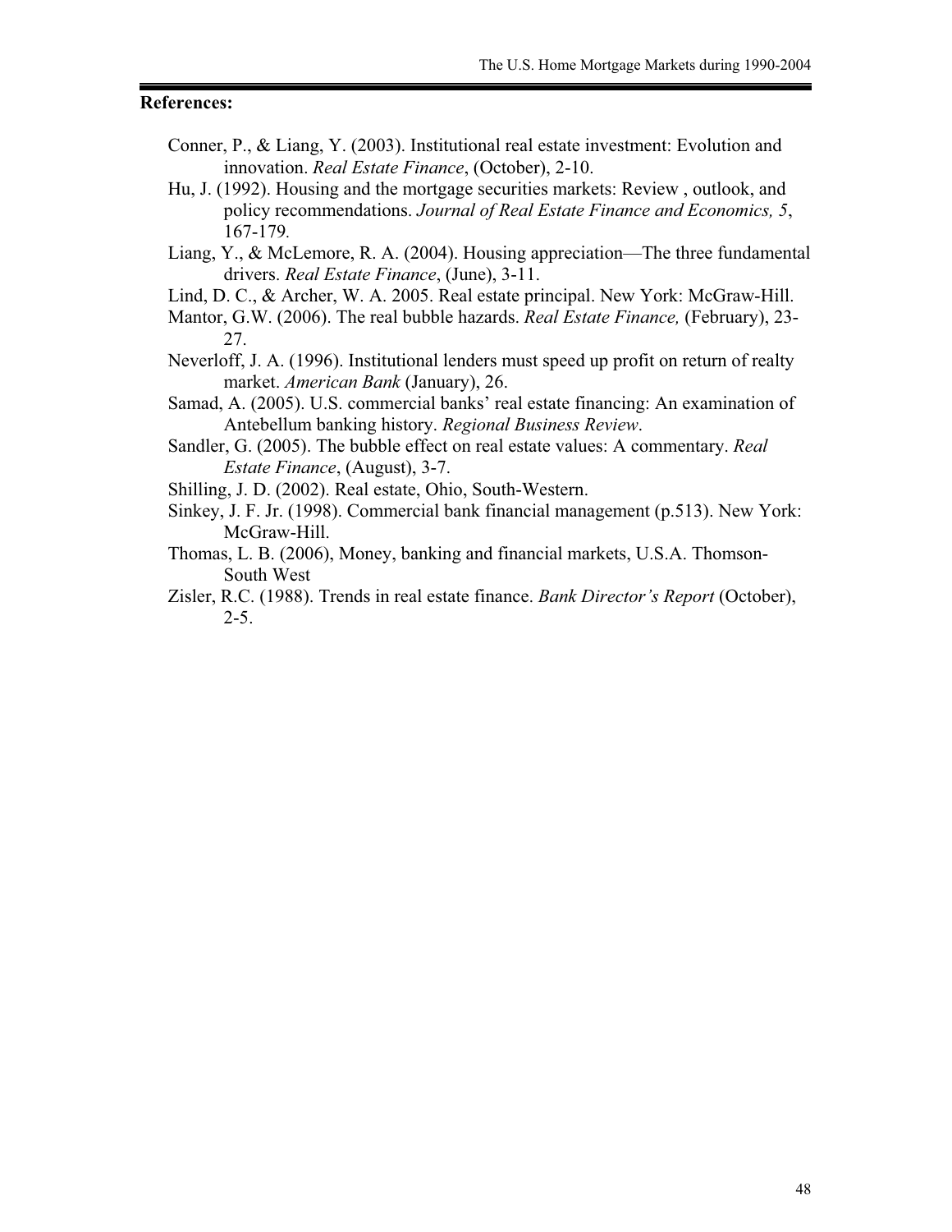**References:**

Conner, P., & Liang, Y. (2003). Institutional real estate investment: Evolution and innovation. *Real Estate Finance*, (October), 2-10.

Hu, J. (1992). Housing and the mortgage securities markets: Review , outlook, and policy recommendations. *Journal of Real Estate Finance and Economics, 5*, 167-179.

Liang, Y., & McLemore, R. A. (2004). Housing appreciation—The three fundamental drivers. *Real Estate Finance*, (June), 3-11.

Lind, D. C., & Archer, W. A. 2005. Real estate principal. New York: McGraw-Hill.

Mantor, G.W. (2006). The real bubble hazards. *Real Estate Finance,* (February), 23-27.

Neverloff, J. A. (1996). Institutional lenders must speed up profit on return of realty market. *American Bank* (January), 26.

Samad, A. (2005). U.S. commercial banks' real estate financing: An examination of Antebellum banking history. *Regional Business Review*.

Sandler, G. (2005). The bubble effect on real estate values: A commentary. *Real Estate Finance*, (August), 3-7.

Shilling, J. D. (2002). Real estate, Ohio, South-Western.

Sinkey, J. F. Jr. (1998). Commercial bank financial management (p.513). New York: McGraw-Hill.

Thomas, L. B. (2006), Money, banking and financial markets, U.S.A. Thomson-South West

Zisler, R.C. (1988). Trends in real estate finance. *Bank Director's Report* (October), 2-5.